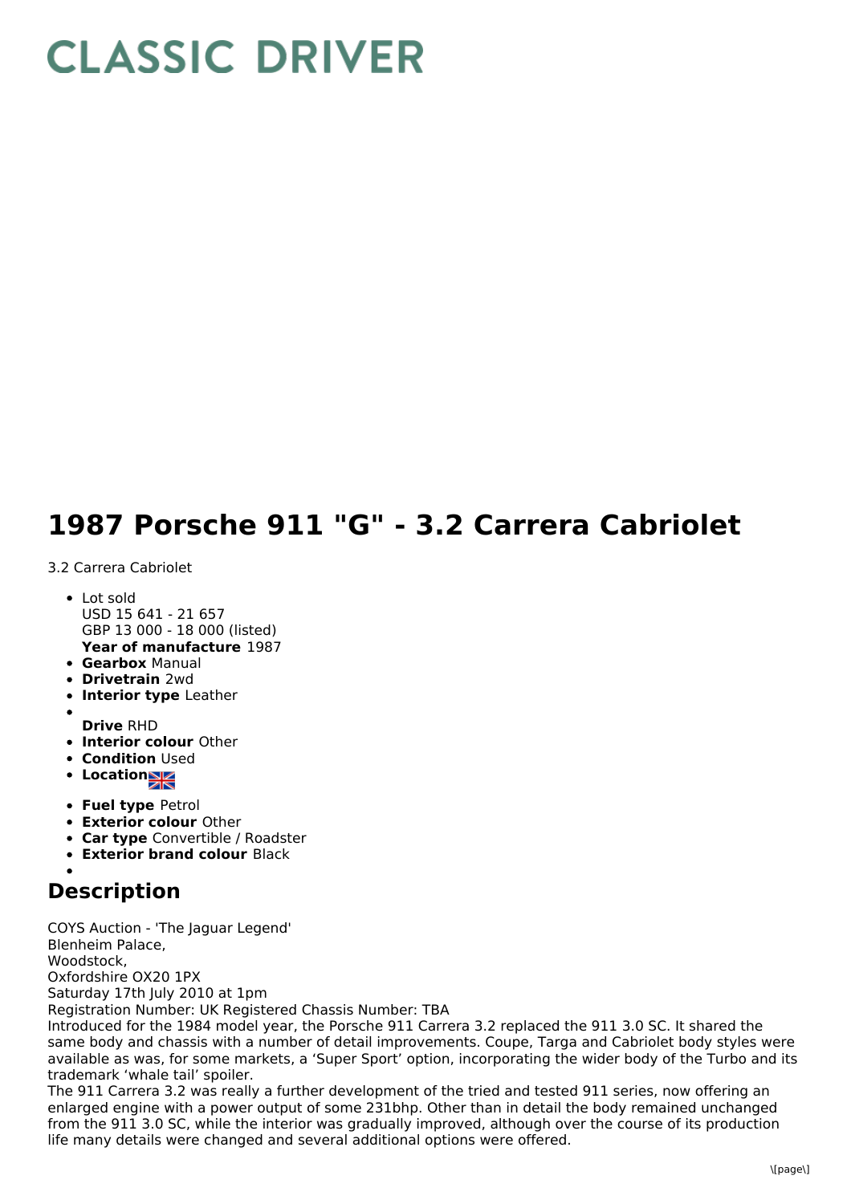# CLASSIC DRIVER

# 1987 Porsche 911 "G" - 3.2 Carrera Cabriolet

3.2 Carrera Cabriolet

- Lot sold
  USD 15 641 - 21 657
  GBP 13 000 - 18 000 (listed)
  **Year of manufacture** 1987
- **Gearbox** Manual
- **Drivetrain** 2wd
- **Interior type** Leather
- **Drive** RHD
- **Interior colour** Other
- **Condition** Used
- **Location**
- **Fuel type** Petrol
- **Exterior colour** Other
- **Car type** Convertible / Roadster
- **Exterior brand colour** Black

## Description

COYS Auction - 'The Jaguar Legend'
Blenheim Palace,
Woodstock,
Oxfordshire OX20 1PX
Saturday 17th July 2010 at 1pm
Registration Number: UK Registered Chassis Number: TBA
Introduced for the 1984 model year, the Porsche 911 Carrera 3.2 replaced the 911 3.0 SC. It shared the same body and chassis with a number of detail improvements. Coupe, Targa and Cabriolet body styles were available as was, for some markets, a 'Super Sport' option, incorporating the wider body of the Turbo and its trademark 'whale tail' spoiler.
The 911 Carrera 3.2 was really a further development of the tried and tested 911 series, now offering an enlarged engine with a power output of some 231bhp. Other than in detail the body remained unchanged from the 911 3.0 SC, while the interior was gradually improved, although over the course of its production life many details were changed and several additional options were offered.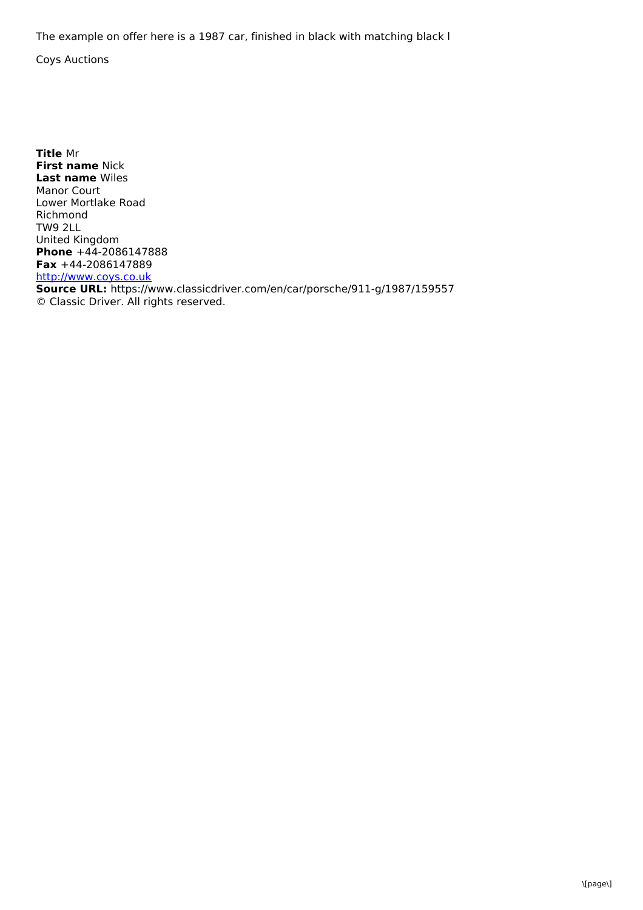The example on offer here is a 1987 car, finished in black with matching black l

Coys Auctions

**Title** Mr
**First name** Nick
**Last name** Wiles
Manor Court
Lower Mortlake Road
Richmond
TW9 2LL
United Kingdom
**Phone** +44-2086147888
**Fax** +44-2086147889
[http://www.coys.co.uk](http://www.coys.co.uk)
**Source URL:** https://www.classicdriver.com/en/car/porsche/911-g/1987/159557
© Classic Driver. All rights reserved.